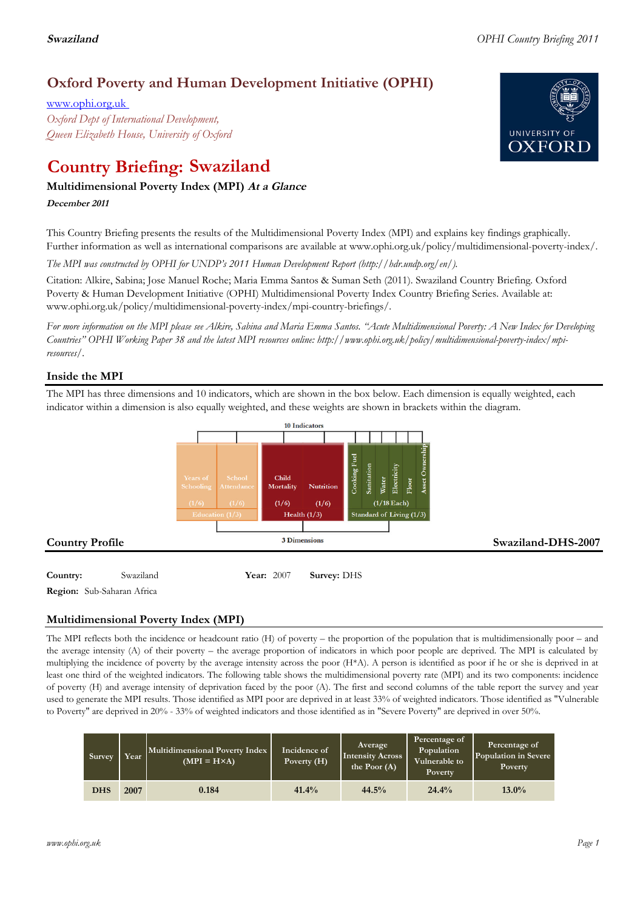# Oxford Poverty and Human Development Initiative (OPHI)

www.ophi.org.uk

*Oxford Dept of International Development, Queen Elizabeth House, University of Oxford*

# Country Briefing: Swaziland

### Multidimensional Poverty Index (MPI) *At a Glance*

***December 2011***

This Country Briefing presents the results of the Multidimensional Poverty Index (MPI) and explains key findings graphically. Further information as well as international comparisons are available at www.ophi.org.uk/policy/multidimensional-poverty-index/.

*The MPI was constructed by OPHI for UNDP's 2011 Human Development Report (http://hdr.undp.org/en/).*

Citation: Alkire, Sabina; Jose Manuel Roche; Maria Emma Santos & Suman Seth (2011). Swaziland Country Briefing. Oxford Poverty & Human Development Initiative (OPHI) Multidimensional Poverty Index Country Briefing Series. Available at: www.ophi.org.uk/policy/multidimensional-poverty-index/mpi-country-briefings/.

*For more information on the MPI please see Alkire, Sabina and Maria Emma Santos. "Acute Multidimensional Poverty: A New Index for Developing Countries" OPHI Working Paper 38 and the latest MPI resources online: http://www.ophi.org.uk/policy/multidimensional-poverty-index/mpi-resources/.*

## Inside the MPI

The MPI has three dimensions and 10 indicators, which are shown in the box below. Each dimension is equally weighted, each indicator within a dimension is also equally weighted, and these weights are shown in brackets within the diagram.

10 Indicators

| Education (1/3) | | Health (1/3) | | Standard of Living (1/3) | | | | | |
|---|---|---|---|---|---|---|---|---|---|
| Years of Schooling (1/6) | School Attendance (1/6) | Child Mortality (1/6) | Nutrition (1/6) | Cooking Fuel | Sanitation | Water | Electricity | Floor | Asset Ownership |
| | | | | (1/18 Each) | | | | | |

3 Dimensions

## Country Profile

**Swaziland-DHS-2007**

**Country:** Swaziland **Year:** 2007 **Survey:** DHS

**Region:** Sub-Saharan Africa

## Multidimensional Poverty Index (MPI)

The MPI reflects both the incidence or headcount ratio (H) of poverty – the proportion of the population that is multidimensionally poor – and the average intensity (A) of their poverty – the average proportion of indicators in which poor people are deprived. The MPI is calculated by multiplying the incidence of poverty by the average intensity across the poor (H*A). A person is identified as poor if he or she is deprived in at least one third of the weighted indicators. The following table shows the multidimensional poverty rate (MPI) and its two components: incidence of poverty (H) and average intensity of deprivation faced by the poor (A). The first and second columns of the table report the survey and year used to generate the MPI results. Those identified as MPI poor are deprived in at least 33% of weighted indicators. Those identified as "Vulnerable to Poverty" are deprived in 20% - 33% of weighted indicators and those identified as in "Severe Poverty" are deprived in over 50%.

| Survey | Year | Multidimensional Poverty Index (MPI = H×A) | Incidence of Poverty (H) | Average Intensity Across the Poor (A) | Percentage of Population Vulnerable to Poverty | Percentage of Population in Severe Poverty |
|---|---|---|---|---|---|---|
| DHS | 2007 | 0.184 | 41.4% | 44.5% | 24.4% | 13.0% |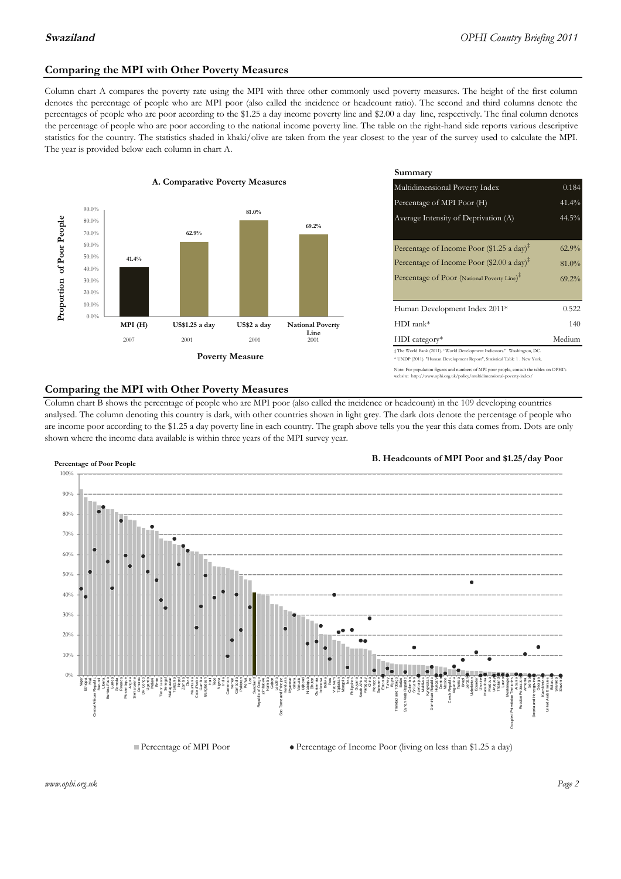## Comparing the MPI with Other Poverty Measures

Column chart A compares the poverty rate using the MPI with three other commonly used poverty measures. The height of the first column denotes the percentage of people who are MPI poor (also called the incidence or headcount ratio). The second and third columns denote the percentages of people who are poor according to the $1.25 a day income poverty line and $2.00 a day line, respectively. The final column denotes the percentage of people who are poor according to the national income poverty line. The table on the right-hand side reports various descriptive statistics for the country. The statistics shaded in khaki/olive are taken from the year closest to the year of the survey used to calculate the MPI. The year is provided below each column in chart A.

**A. Comparative Poverty Measures**

| Poverty Measure | Proportion of Poor People | Year |
|---|---|---|
| MPI (H) | 41.4% | 2007 |
| US$1.25 a day | 62.9% | 2001 |
| US$2 a day | 81.0% | 2001 |
| National Poverty Line | 69.2% | 2001 |

**Summary**

| | |
|---|---|
| Multidimensional Poverty Index | 0.184 |
| Percentage of MPI Poor (H) | 41.4% |
| Average Intensity of Deprivation (A) | 44.5% |
| Percentage of Income Poor ($1.25 a day)‡ | 62.9% |
| Percentage of Income Poor ($2.00 a day)‡ | 81.0% |
| Percentage of Poor (National Poverty Line)‡ | 69.2% |
| Human Development Index 2011* | 0.522 |
| HDI rank* | 140 |
| HDI category* | Medium |

‡ The World Bank (2011). "World Development Indicators." Washington, DC.
* UNDP (2011). "Human Development Report", Statistical Table 1 . New York.

Note: For population figures and numbers of MPI poor people, consult the tables on OPHI's website: http://www.ophi.org.uk/policy/multidimensional-poverty-index/

## Comparing the MPI with Other Poverty Measures

Column chart B shows the percentage of people who are MPI poor (also called the incidence or headcount) in the 109 developing countries analysed. The column denoting this country is dark, with other countries shown in light grey. The dark dots denote the percentage of people who are income poor according to the $1.25 a day poverty line in each country. The graph above tells you the year this data comes from. Dots are only shown where the income data available is within three years of the MPI survey year.

**B. Headcounts of MPI Poor and $1.25/day Poor**

■ Percentage of MPI Poor ● Percentage of Income Poor (living on less than $1.25 a day)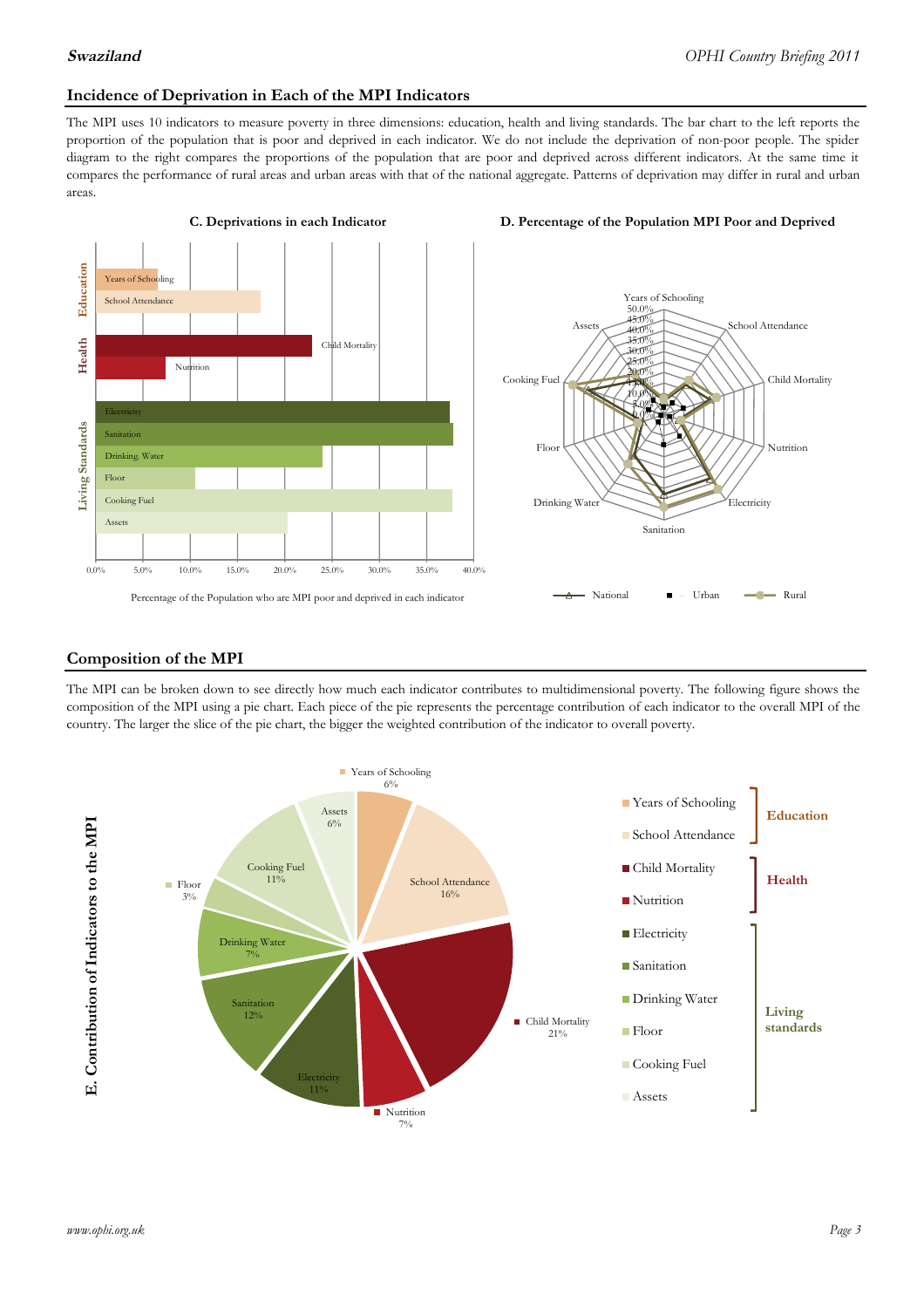## Incidence of Deprivation in Each of the MPI Indicators

The MPI uses 10 indicators to measure poverty in three dimensions: education, health and living standards. The bar chart to the left reports the proportion of the population that is poor and deprived in each indicator. We do not include the deprivation of non-poor people. The spider diagram to the right compares the proportions of the population that are poor and deprived across different indicators. At the same time it compares the performance of rural areas and urban areas with that of the national aggregate. Patterns of deprivation may differ in rural and urban areas.

**C. Deprivations in each Indicator**

Percentage of the Population who are MPI poor and deprived in each indicator

**D. Percentage of the Population MPI Poor and Deprived**

## Composition of the MPI

The MPI can be broken down to see directly how much each indicator contributes to multidimensional poverty. The following figure shows the composition of the MPI using a pie chart. Each piece of the pie represents the percentage contribution of each indicator to the overall MPI of the country. The larger the slice of the pie chart, the bigger the weighted contribution of the indicator to overall poverty.

**E. Contribution of Indicators to the MPI**

| Dimension | Indicator | Contribution |
|---|---|---|
| Education | Years of Schooling | 6% |
| Education | School Attendance | 16% |
| Health | Child Mortality | 21% |
| Health | Nutrition | 7% |
| Living standards | Electricity | 11% |
| Living standards | Sanitation | 12% |
| Living standards | Drinking Water | 7% |
| Living standards | Floor | 3% |
| Living standards | Cooking Fuel | 11% |
| Living standards | Assets | 6% |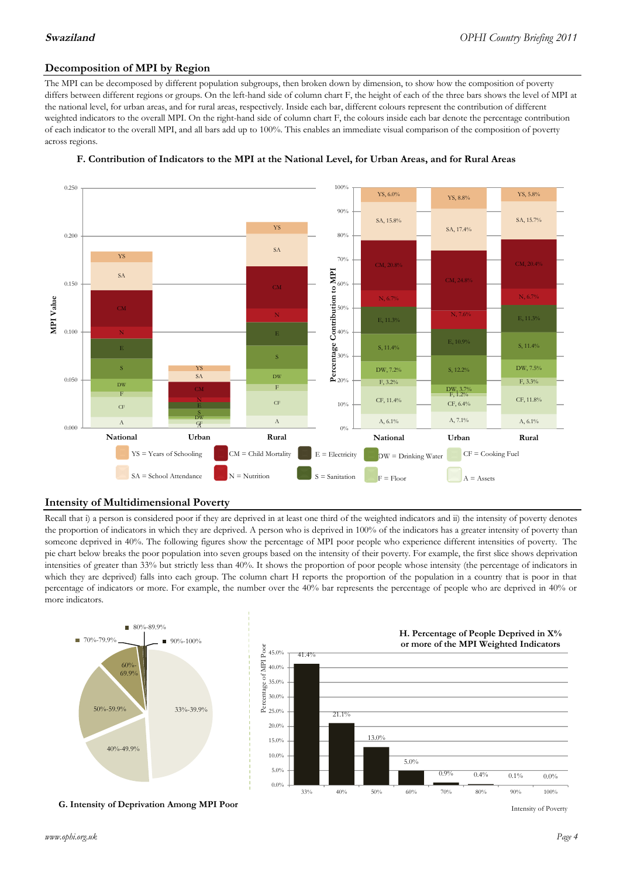## Decomposition of MPI by Region

The MPI can be decomposed by different population subgroups, then broken down by dimension, to show how the composition of poverty differs between different regions or groups. On the left-hand side of column chart F, the height of each of the three bars shows the level of MPI at the national level, for urban areas, and for rural areas, respectively. Inside each bar, different colours represent the contribution of different weighted indicators to the overall MPI. On the right-hand side of column chart F, the colours inside each bar denote the percentage contribution of each indicator to the overall MPI, and all bars add up to 100%. This enables an immediate visual comparison of the composition of poverty across regions.

**F. Contribution of Indicators to the MPI at the National Level, for Urban Areas, and for Rural Areas**

| Indicator | National | Urban | Rural |
|---|---|---|---|
| YS | 6.0% | 8.8% | 5.8% |
| SA | 15.8% | 17.4% | 15.7% |
| CM | 20.8% | 24.8% | 20.4% |
| N | 6.7% | 7.6% | 6.7% |
| E | 11.3% | 10.9% | 11.3% |
| S | 11.4% | 12.2% | 11.4% |
| DW | 7.2% | 3.7% | 7.5% |
| F | 3.2% | 1.2% | 3.3% |
| CF | 11.4% | 6.4% | 11.8% |
| A | 6.1% | 7.1% | 6.1% |

YS = Years of Schooling; SA = School Attendance; CM = Child Mortality; N = Nutrition; E = Electricity; S = Sanitation; DW = Drinking Water; F = Floor; CF = Cooking Fuel; A = Assets

## Intensity of Multidimensional Poverty

Recall that i) a person is considered poor if they are deprived in at least one third of the weighted indicators and ii) the intensity of poverty denotes the proportion of indicators in which they are deprived. A person who is deprived in 100% of the indicators has a greater intensity of poverty than someone deprived in 40%. The following figures show the percentage of MPI poor people who experience different intensities of poverty. The pie chart below breaks the poor population into seven groups based on the intensity of their poverty. For example, the first slice shows deprivation intensities of greater than 33% but strictly less than 40%. It shows the proportion of poor people whose intensity (the percentage of indicators in which they are deprived) falls into each group. The column chart H reports the proportion of the population in a country that is poor in that percentage of indicators or more. For example, the number over the 40% bar represents the percentage of people who are deprived in 40% or more indicators.

**G. Intensity of Deprivation Among MPI Poor**

Slices: 33%-39.9%; 40%-49.9%; 50%-59.9%; 60%-69.9%; 70%-79.9%; 80%-89.9%; 90%-100%

**H. Percentage of People Deprived in X% or more of the MPI Weighted Indicators**

| Intensity of Poverty | Percentage of MPI Poor |
|---|---|
| 33% | 41.4% |
| 40% | 21.1% |
| 50% | 13.0% |
| 60% | 5.0% |
| 70% | 0.9% |
| 80% | 0.4% |
| 90% | 0.1% |
| 100% | 0.0% |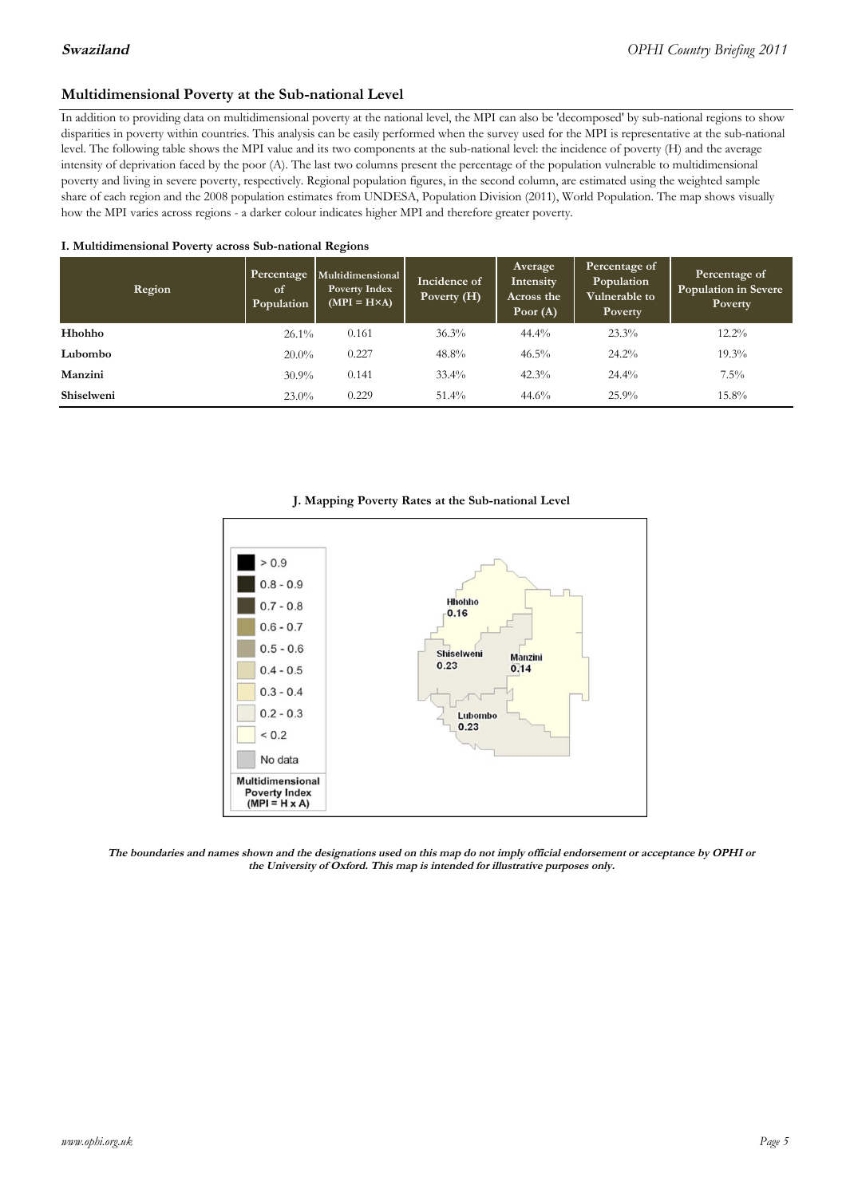## Multidimensional Poverty at the Sub-national Level

In addition to providing data on multidimensional poverty at the national level, the MPI can also be 'decomposed' by sub-national regions to show disparities in poverty within countries. This analysis can be easily performed when the survey used for the MPI is representative at the sub-national level. The following table shows the MPI value and its two components at the sub-national level: the incidence of poverty (H) and the average intensity of deprivation faced by the poor (A). The last two columns present the percentage of the population vulnerable to multidimensional poverty and living in severe poverty, respectively. Regional population figures, in the second column, are estimated using the weighted sample share of each region and the 2008 population estimates from UNDESA, Population Division (2011), World Population. The map shows visually how the MPI varies across regions - a darker colour indicates higher MPI and therefore greater poverty.

### I. Multidimensional Poverty across Sub-national Regions

| Region | Percentage of Population | Multidimensional Poverty Index (MPI = H×A) | Incidence of Poverty (H) | Average Intensity Across the Poor (A) | Percentage of Population Vulnerable to Poverty | Percentage of Population in Severe Poverty |
|---|---|---|---|---|---|---|
| **Hhohho** | 26.1% | 0.161 | 36.3% | 44.4% | 23.3% | 12.2% |
| **Lubombo** | 20.0% | 0.227 | 48.8% | 46.5% | 24.2% | 19.3% |
| **Manzini** | 30.9% | 0.141 | 33.4% | 42.3% | 24.4% | 7.5% |
| **Shiselweni** | 23.0% | 0.229 | 51.4% | 44.6% | 25.9% | 15.8% |

### J. Mapping Poverty Rates at the Sub-national Level

> 0.9
0.8 - 0.9
0.7 - 0.8
0.6 - 0.7
0.5 - 0.6
0.4 - 0.5
0.3 - 0.4
0.2 - 0.3
< 0.2
No data
Multidimensional Poverty Index (MPI = H x A)

Hhohho 0.16
Shiselweni 0.23
Manzini 0.14
Lubombo 0.23

***The boundaries and names shown and the designations used on this map do not imply official endorsement or acceptance by OPHI or the University of Oxford. This map is intended for illustrative purposes only.***